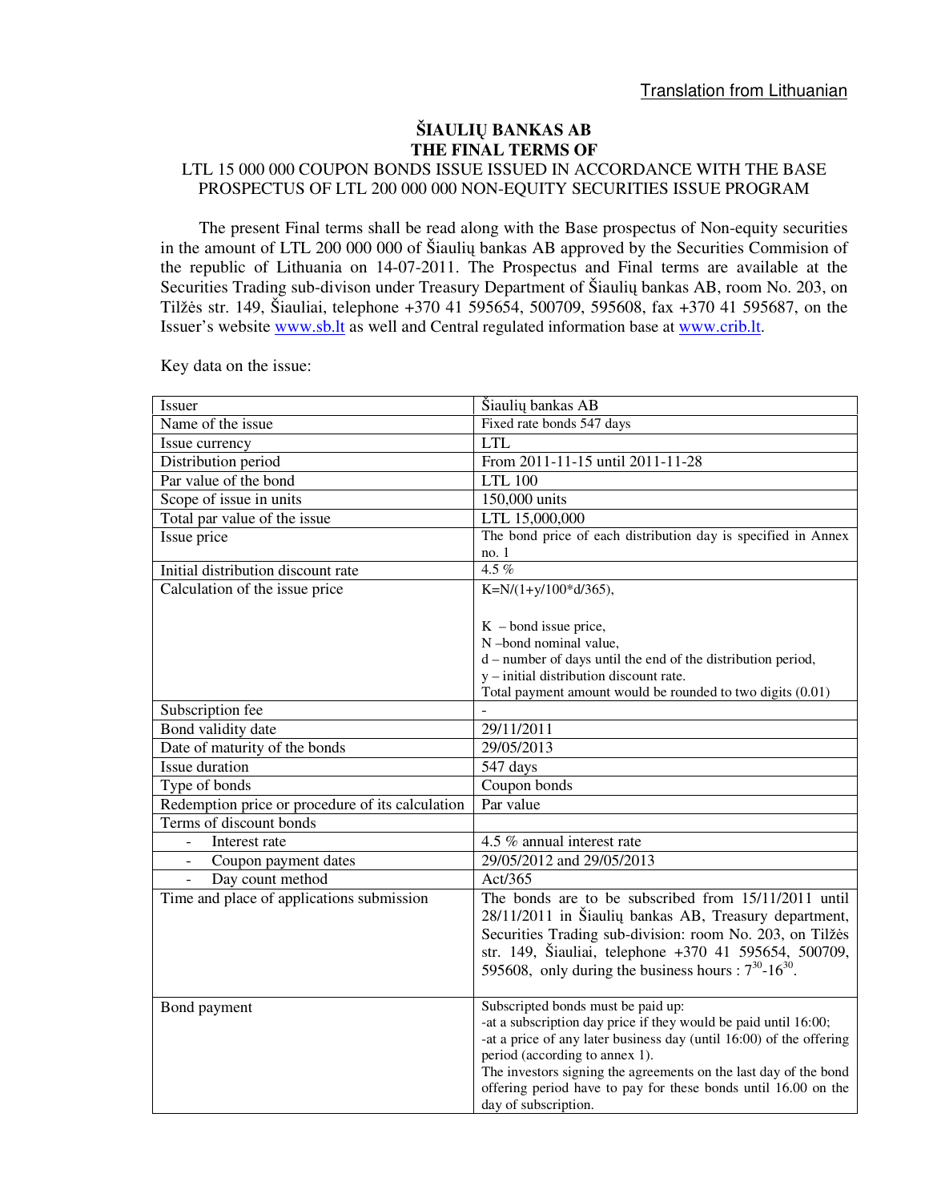Translation from Lithuanian

# ŠIAULIŲ BANKAS AB
## THE FINAL TERMS OF
### LTL 15 000 000 COUPON BONDS ISSUE ISSUED IN ACCORDANCE WITH THE BASE PROSPECTUS OF LTL 200 000 000 NON-EQUITY SECURITIES ISSUE PROGRAM

The present Final terms shall be read along with the Base prospectus of Non-equity securities in the amount of LTL 200 000 000 of Šiaulių bankas AB approved by the Securities Commision of the republic of Lithuania on 14-07-2011. The Prospectus and Final terms are available at the Securities Trading sub-divison under Treasury Department of Šiaulių bankas AB, room No. 203, on Tilžės str. 149, Šiauliai, telephone +370 41 595654, 500709, 595608, fax +370 41 595687, on the Issuer's website www.sb.lt as well and Central regulated information base at www.crib.lt.

Key data on the issue:

| Issuer | Šiaulių bankas AB |
|---|---|
| Name of the issue | Fixed rate bonds 547 days |
| Issue currency | LTL |
| Distribution period | From 2011-11-15 until 2011-11-28 |
| Par value of the bond | LTL 100 |
| Scope of issue in units | 150,000 units |
| Total par value of the issue | LTL 15,000,000 |
| Issue price | The bond price of each distribution day is specified in Annex no. 1 |
| Initial distribution discount rate | 4.5 % |
| Calculation of the issue price | $K=N/(1+y/100*d/365)$,<br><br>K – bond issue price,<br>N –bond nominal value,<br>d – number of days until the end of the distribution period,<br>y – initial distribution discount rate.<br>Total payment amount would be rounded to two digits (0.01) |
| Subscription fee | - |
| Bond validity date | 29/11/2011 |
| Date of maturity of the bonds | 29/05/2013 |
| Issue duration | 547 days |
| Type of bonds | Coupon bonds |
| Redemption price or procedure of its calculation | Par value |
| Terms of discount bonds | |
| - Interest rate | 4.5 % annual interest rate |
| - Coupon payment dates | 29/05/2012 and 29/05/2013 |
| - Day count method | Act/365 |
| Time and place of applications submission | The bonds are to be subscribed from 15/11/2011 until 28/11/2011 in Šiaulių bankas AB, Treasury department, Securities Trading sub-division: room No. 203, on Tilžės str. 149, Šiauliai, telephone +370 41 595654, 500709, 595608, only during the business hours : $7^{30}$-$16^{30}$. |
| Bond payment | Subscripted bonds must be paid up:<br>-at a subscription day price if they would be paid until 16:00;<br>-at a price of any later business day (until 16:00) of the offering period (according to annex 1).<br>The investors signing the agreements on the last day of the bond offering period have to pay for these bonds until 16.00 on the day of subscription. |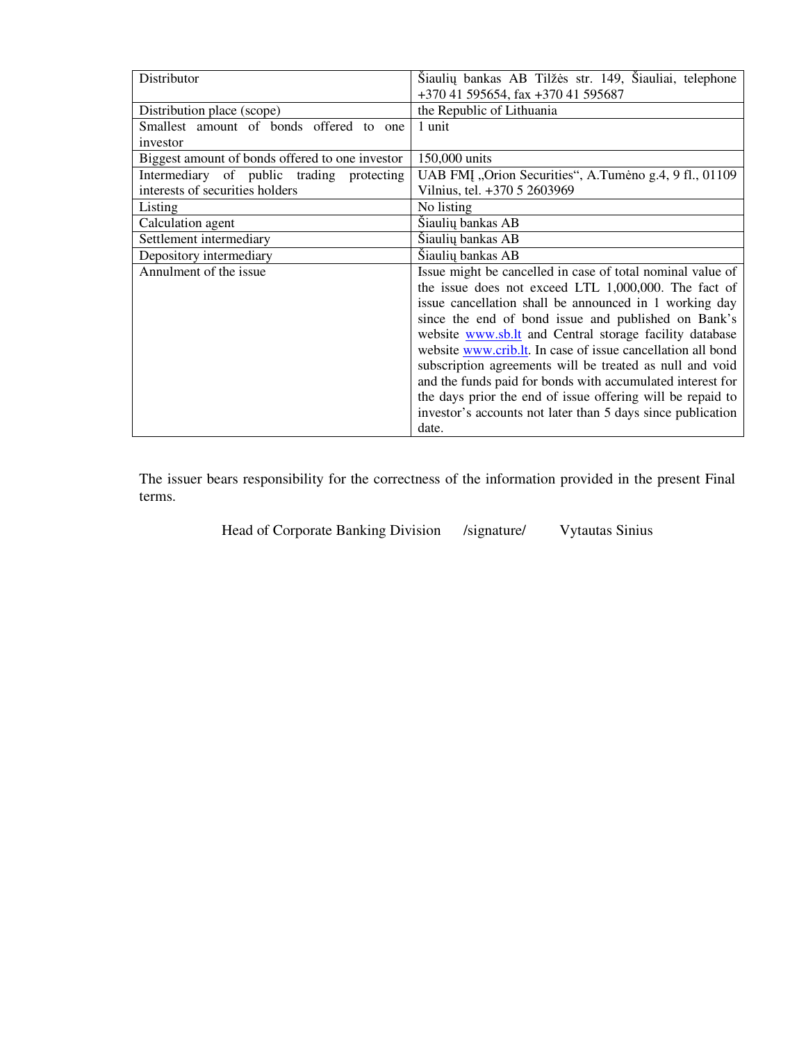| | |
|---|---|
| Distributor | Šiaulių bankas AB Tilžės str. 149, Šiauliai, telephone +370 41 595654, fax +370 41 595687 |
| Distribution place (scope) | the Republic of Lithuania |
| Smallest amount of bonds offered to one investor | 1 unit |
| Biggest amount of bonds offered to one investor | 150,000 units |
| Intermediary of public trading protecting interests of securities holders | UAB FMĮ „Orion Securities“, A.Tumėno g.4, 9 fl., 01109 Vilnius, tel. +370 5 2603969 |
| Listing | No listing |
| Calculation agent | Šiaulių bankas AB |
| Settlement intermediary | Šiaulių bankas AB |
| Depository intermediary | Šiaulių bankas AB |
| Annulment of the issue | Issue might be cancelled in case of total nominal value of the issue does not exceed LTL 1,000,000. The fact of issue cancellation shall be announced in 1 working day since the end of bond issue and published on Bank's website www.sb.lt and Central storage facility database website www.crib.lt. In case of issue cancellation all bond subscription agreements will be treated as null and void and the funds paid for bonds with accumulated interest for the days prior the end of issue offering will be repaid to investor's accounts not later than 5 days since publication date. |

The issuer bears responsibility for the correctness of the information provided in the present Final terms.

Head of Corporate Banking Division /signature/ Vytautas Sinius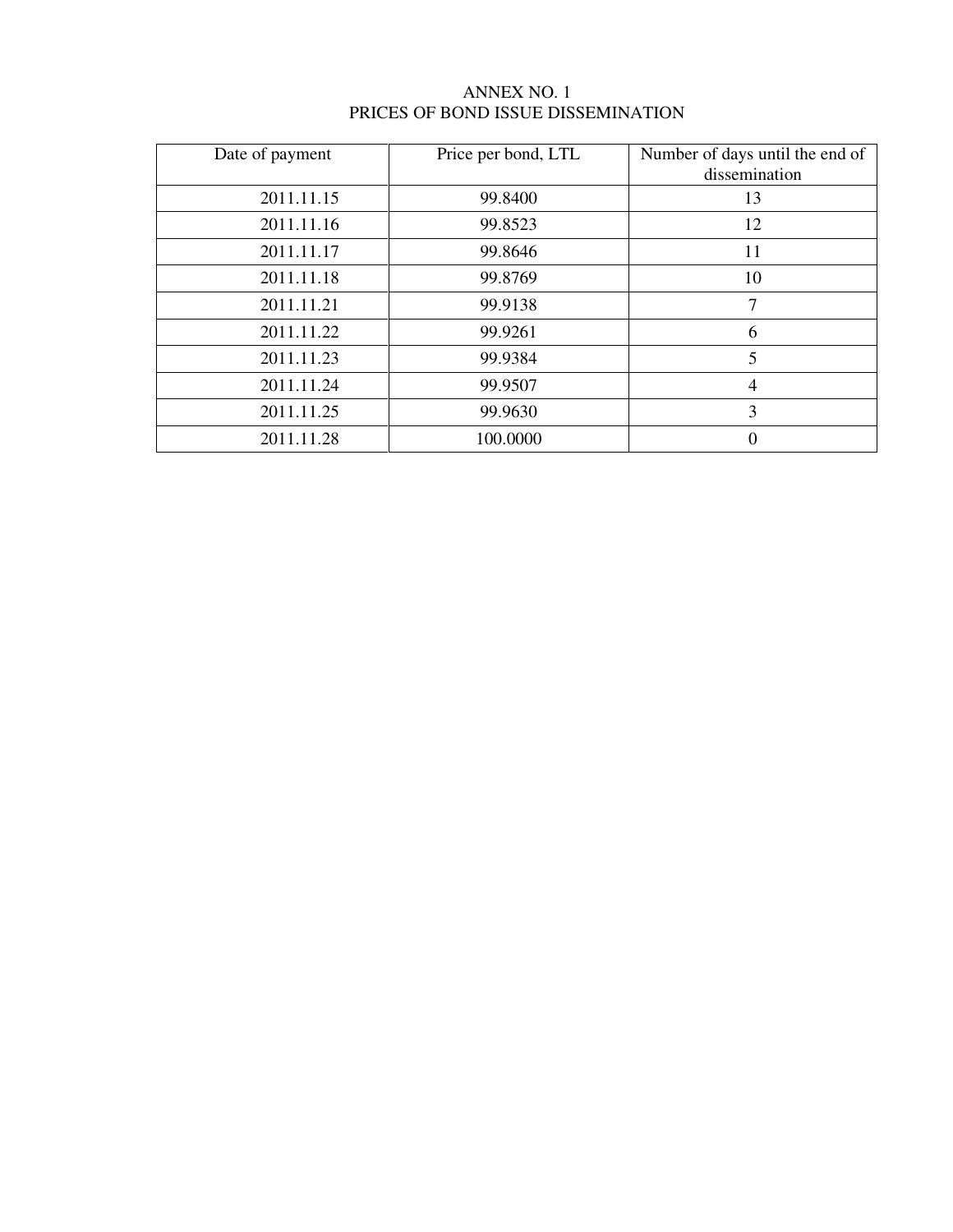# ANNEX NO. 1
## PRICES OF BOND ISSUE DISSEMINATION

| Date of payment | Price per bond, LTL | Number of days until the end of dissemination |
|---|---|---|
| 2011.11.15 | 99.8400 | 13 |
| 2011.11.16 | 99.8523 | 12 |
| 2011.11.17 | 99.8646 | 11 |
| 2011.11.18 | 99.8769 | 10 |
| 2011.11.21 | 99.9138 | 7 |
| 2011.11.22 | 99.9261 | 6 |
| 2011.11.23 | 99.9384 | 5 |
| 2011.11.24 | 99.9507 | 4 |
| 2011.11.25 | 99.9630 | 3 |
| 2011.11.28 | 100.0000 | 0 |